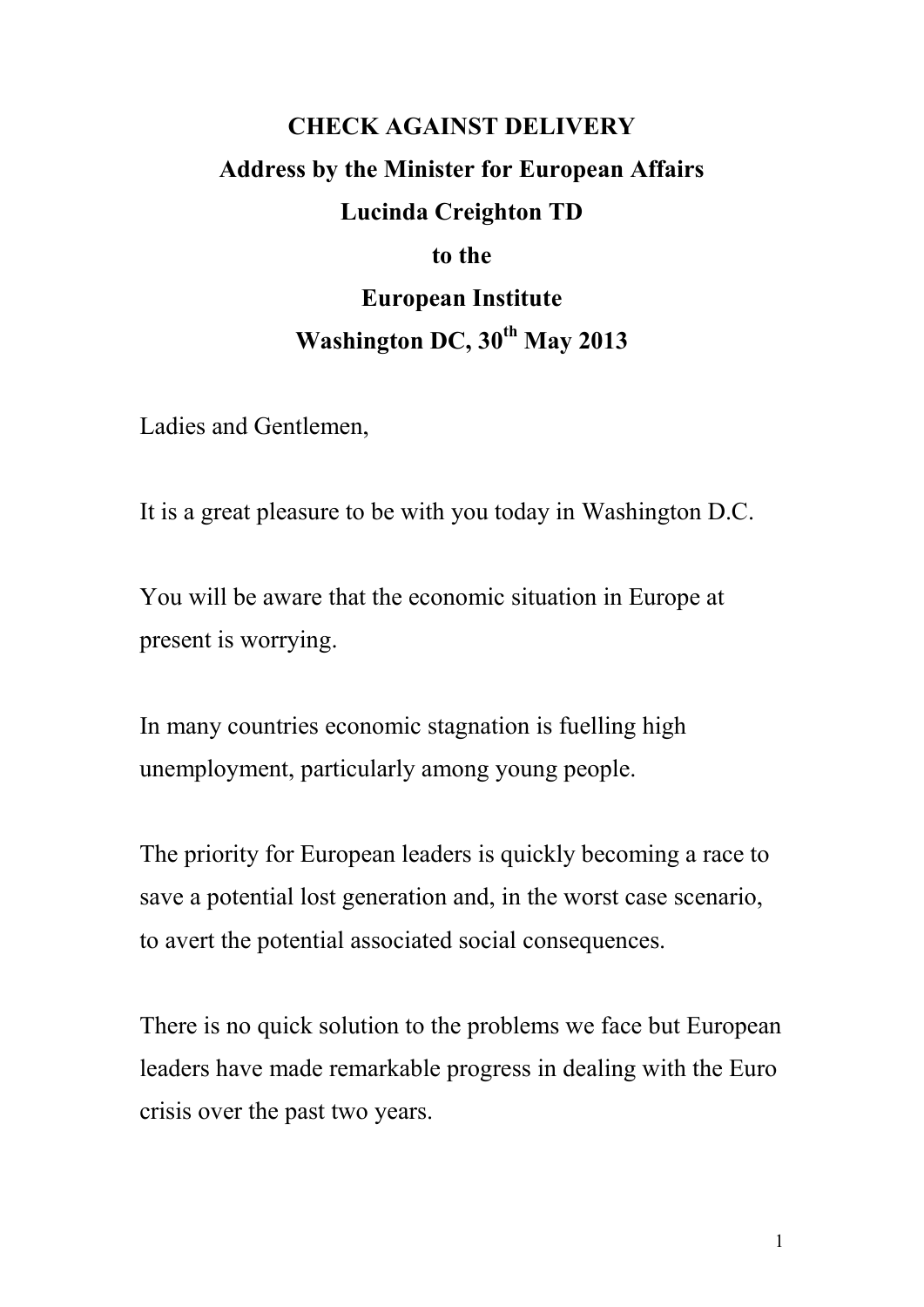**CHECK AGAINST DELIVERY**

**Address by the Minister for European Affairs**

**Lucinda Creighton TD**

**to the**

**European Institute**

**Washington DC, 30th May 2013**

Ladies and Gentlemen,

It is a great pleasure to be with you today in Washington D.C.

You will be aware that the economic situation in Europe at present is worrying.

In many countries economic stagnation is fuelling high unemployment, particularly among young people.

The priority for European leaders is quickly becoming a race to save a potential lost generation and, in the worst case scenario, to avert the potential associated social consequences.

There is no quick solution to the problems we face but European leaders have made remarkable progress in dealing with the Euro crisis over the past two years.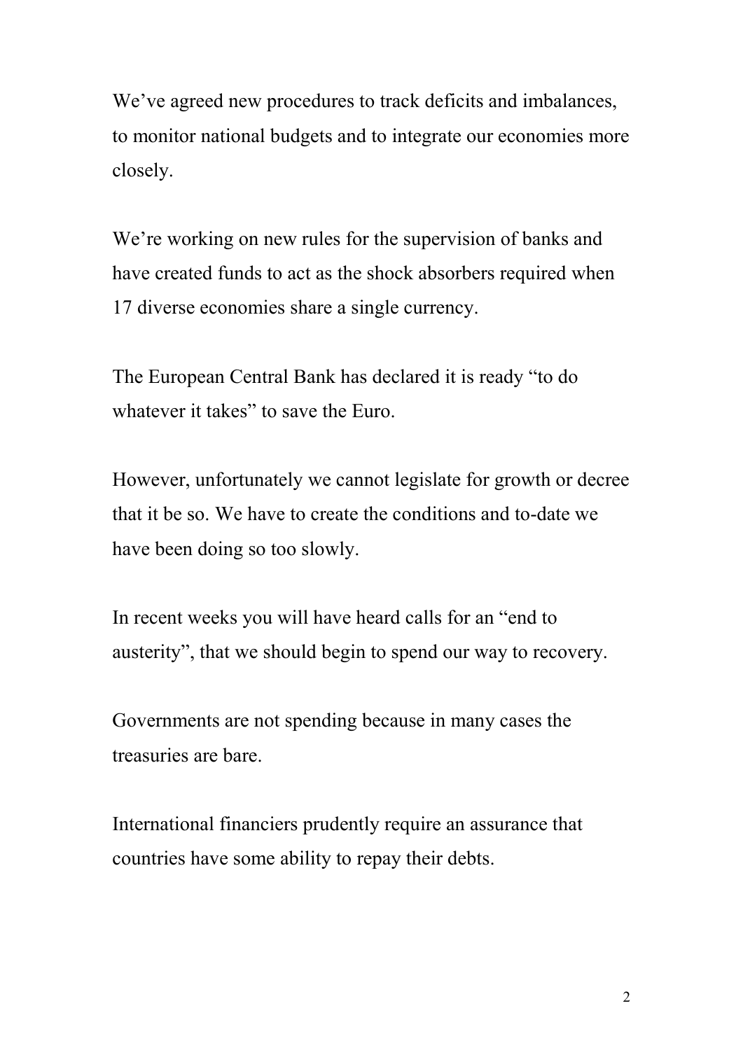We've agreed new procedures to track deficits and imbalances, to monitor national budgets and to integrate our economies more closely.

We're working on new rules for the supervision of banks and have created funds to act as the shock absorbers required when 17 diverse economies share a single currency.

The European Central Bank has declared it is ready "to do whatever it takes" to save the Euro.

However, unfortunately we cannot legislate for growth or decree that it be so. We have to create the conditions and to-date we have been doing so too slowly.

In recent weeks you will have heard calls for an "end to austerity", that we should begin to spend our way to recovery.

Governments are not spending because in many cases the treasuries are bare.

International financiers prudently require an assurance that countries have some ability to repay their debts.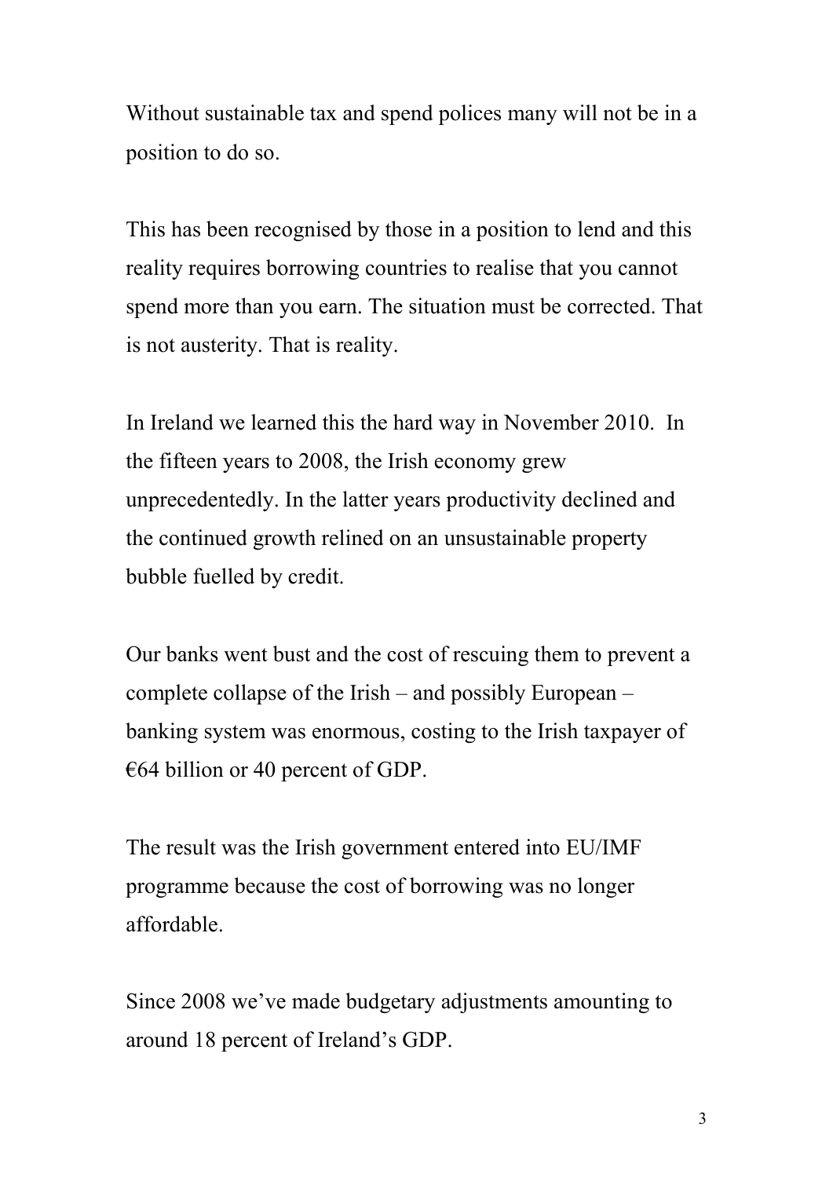Without sustainable tax and spend polices many will not be in a position to do so.

This has been recognised by those in a position to lend and this reality requires borrowing countries to realise that you cannot spend more than you earn. The situation must be corrected. That is not austerity. That is reality.

In Ireland we learned this the hard way in November 2010. In the fifteen years to 2008, the Irish economy grew unprecedentedly. In the latter years productivity declined and the continued growth relined on an unsustainable property bubble fuelled by credit.

Our banks went bust and the cost of rescuing them to prevent a complete collapse of the Irish – and possibly European – banking system was enormous, costing to the Irish taxpayer of €64 billion or 40 percent of GDP.

The result was the Irish government entered into EU/IMF programme because the cost of borrowing was no longer affordable.

Since 2008 we've made budgetary adjustments amounting to around 18 percent of Ireland's GDP.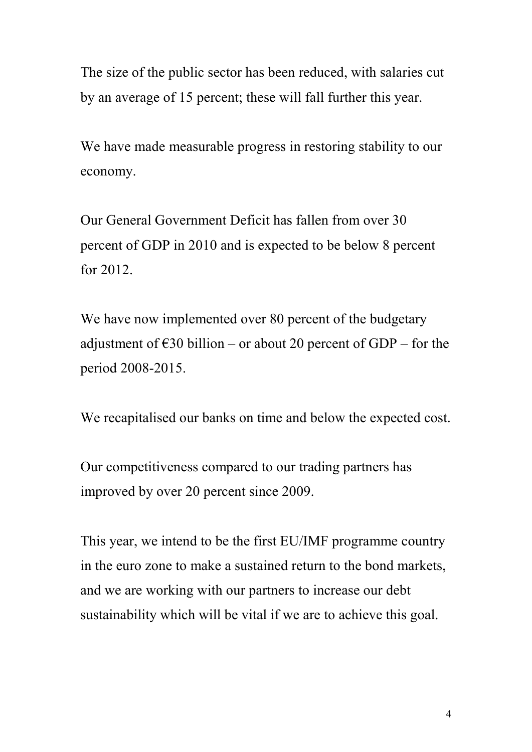The size of the public sector has been reduced, with salaries cut by an average of 15 percent; these will fall further this year.

We have made measurable progress in restoring stability to our economy.

Our General Government Deficit has fallen from over 30 percent of GDP in 2010 and is expected to be below 8 percent for 2012.

We have now implemented over 80 percent of the budgetary adjustment of €30 billion – or about 20 percent of GDP – for the period 2008-2015.

We recapitalised our banks on time and below the expected cost.

Our competitiveness compared to our trading partners has improved by over 20 percent since 2009.

This year, we intend to be the first EU/IMF programme country in the euro zone to make a sustained return to the bond markets, and we are working with our partners to increase our debt sustainability which will be vital if we are to achieve this goal.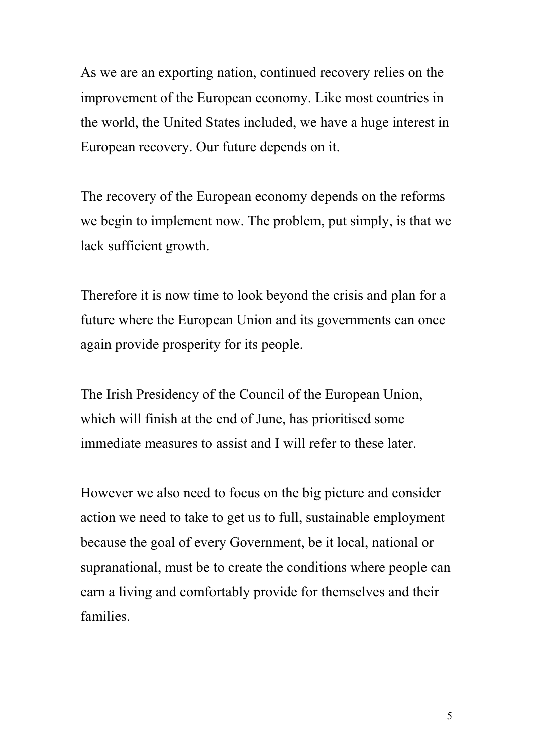As we are an exporting nation, continued recovery relies on the improvement of the European economy. Like most countries in the world, the United States included, we have a huge interest in European recovery. Our future depends on it.

The recovery of the European economy depends on the reforms we begin to implement now. The problem, put simply, is that we lack sufficient growth.

Therefore it is now time to look beyond the crisis and plan for a future where the European Union and its governments can once again provide prosperity for its people.

The Irish Presidency of the Council of the European Union, which will finish at the end of June, has prioritised some immediate measures to assist and I will refer to these later.

However we also need to focus on the big picture and consider action we need to take to get us to full, sustainable employment because the goal of every Government, be it local, national or supranational, must be to create the conditions where people can earn a living and comfortably provide for themselves and their families.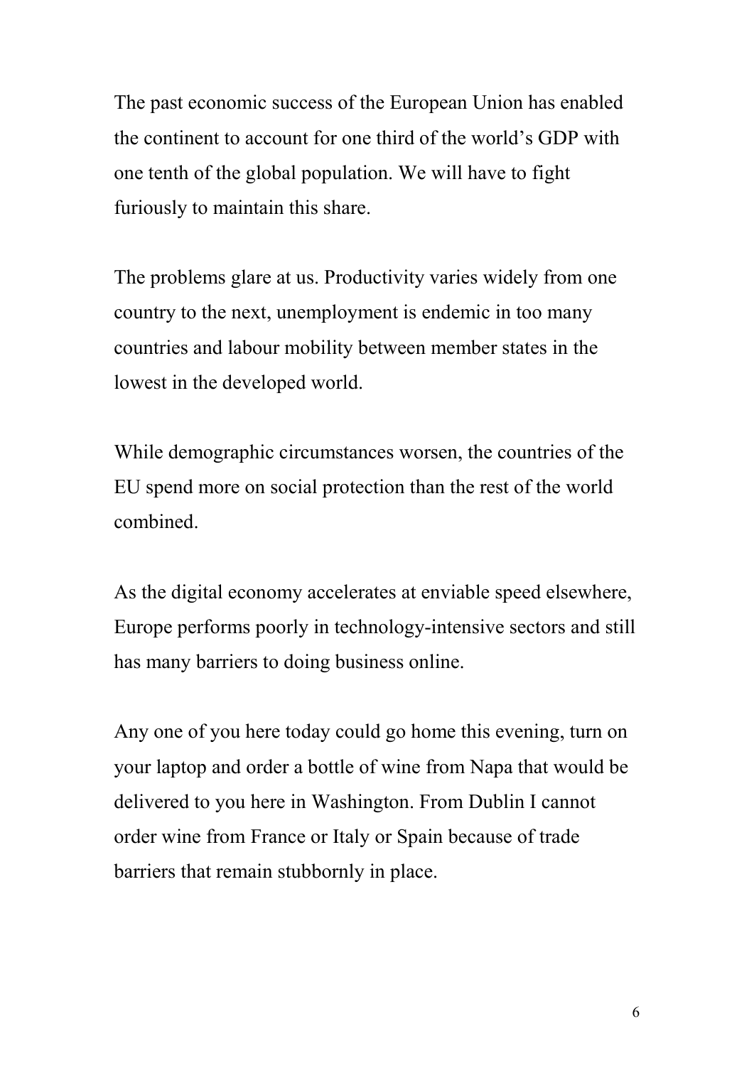The past economic success of the European Union has enabled the continent to account for one third of the world's GDP with one tenth of the global population. We will have to fight furiously to maintain this share.

The problems glare at us. Productivity varies widely from one country to the next, unemployment is endemic in too many countries and labour mobility between member states in the lowest in the developed world.

While demographic circumstances worsen, the countries of the EU spend more on social protection than the rest of the world combined.

As the digital economy accelerates at enviable speed elsewhere, Europe performs poorly in technology-intensive sectors and still has many barriers to doing business online.

Any one of you here today could go home this evening, turn on your laptop and order a bottle of wine from Napa that would be delivered to you here in Washington. From Dublin I cannot order wine from France or Italy or Spain because of trade barriers that remain stubbornly in place.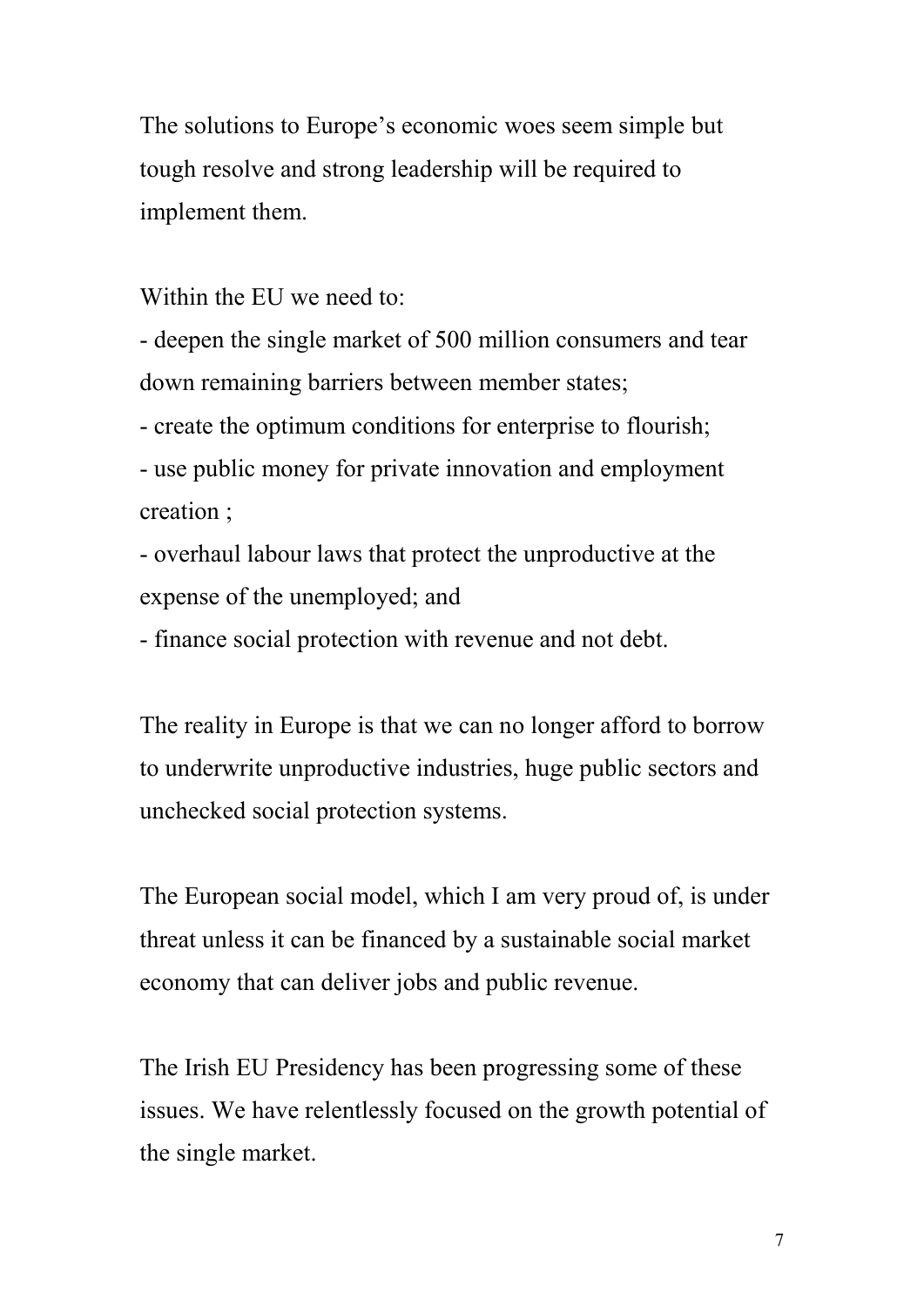The solutions to Europe's economic woes seem simple but tough resolve and strong leadership will be required to implement them.

Within the EU we need to:

- deepen the single market of 500 million consumers and tear down remaining barriers between member states;
- create the optimum conditions for enterprise to flourish;
- use public money for private innovation and employment creation ;
- overhaul labour laws that protect the unproductive at the expense of the unemployed; and
- finance social protection with revenue and not debt.

The reality in Europe is that we can no longer afford to borrow to underwrite unproductive industries, huge public sectors and unchecked social protection systems.

The European social model, which I am very proud of, is under threat unless it can be financed by a sustainable social market economy that can deliver jobs and public revenue.

The Irish EU Presidency has been progressing some of these issues. We have relentlessly focused on the growth potential of the single market.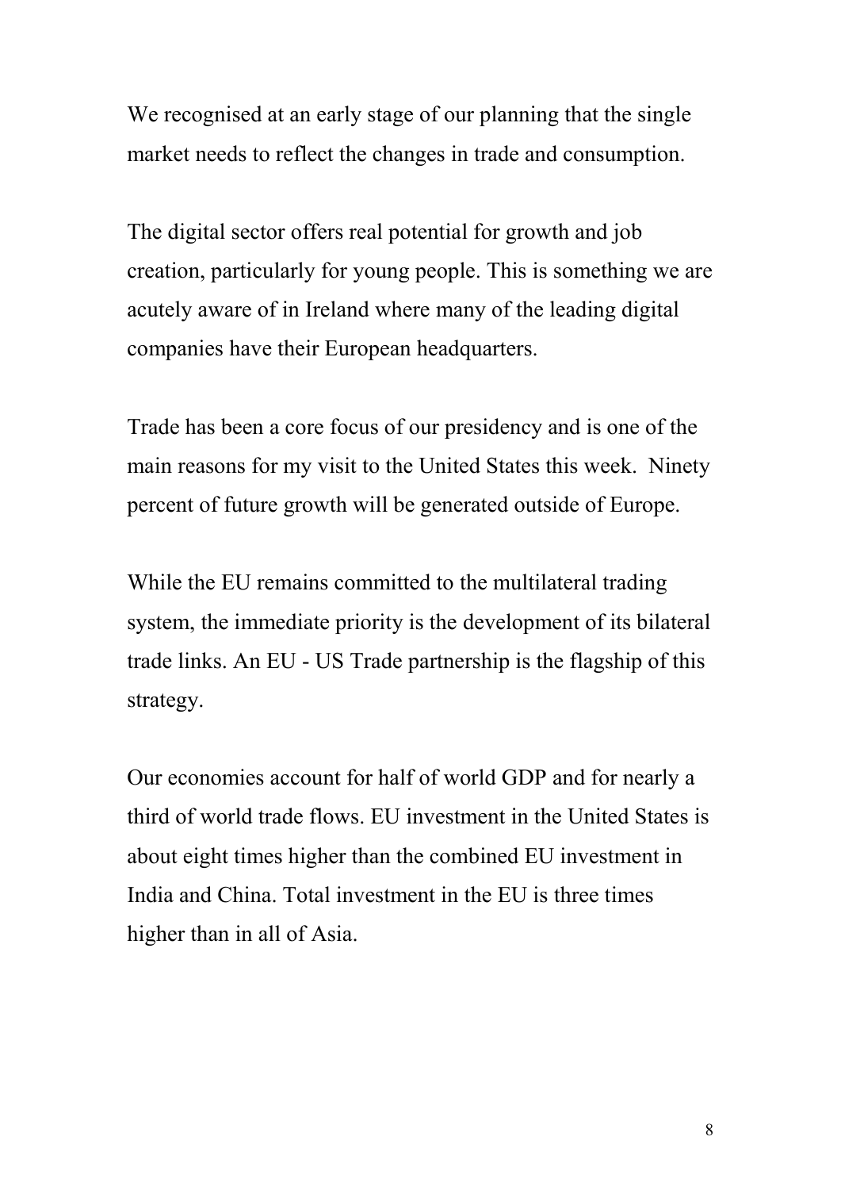We recognised at an early stage of our planning that the single market needs to reflect the changes in trade and consumption.

The digital sector offers real potential for growth and job creation, particularly for young people. This is something we are acutely aware of in Ireland where many of the leading digital companies have their European headquarters.

Trade has been a core focus of our presidency and is one of the main reasons for my visit to the United States this week. Ninety percent of future growth will be generated outside of Europe.

While the EU remains committed to the multilateral trading system, the immediate priority is the development of its bilateral trade links. An EU - US Trade partnership is the flagship of this strategy.

Our economies account for half of world GDP and for nearly a third of world trade flows. EU investment in the United States is about eight times higher than the combined EU investment in India and China. Total investment in the EU is three times higher than in all of Asia.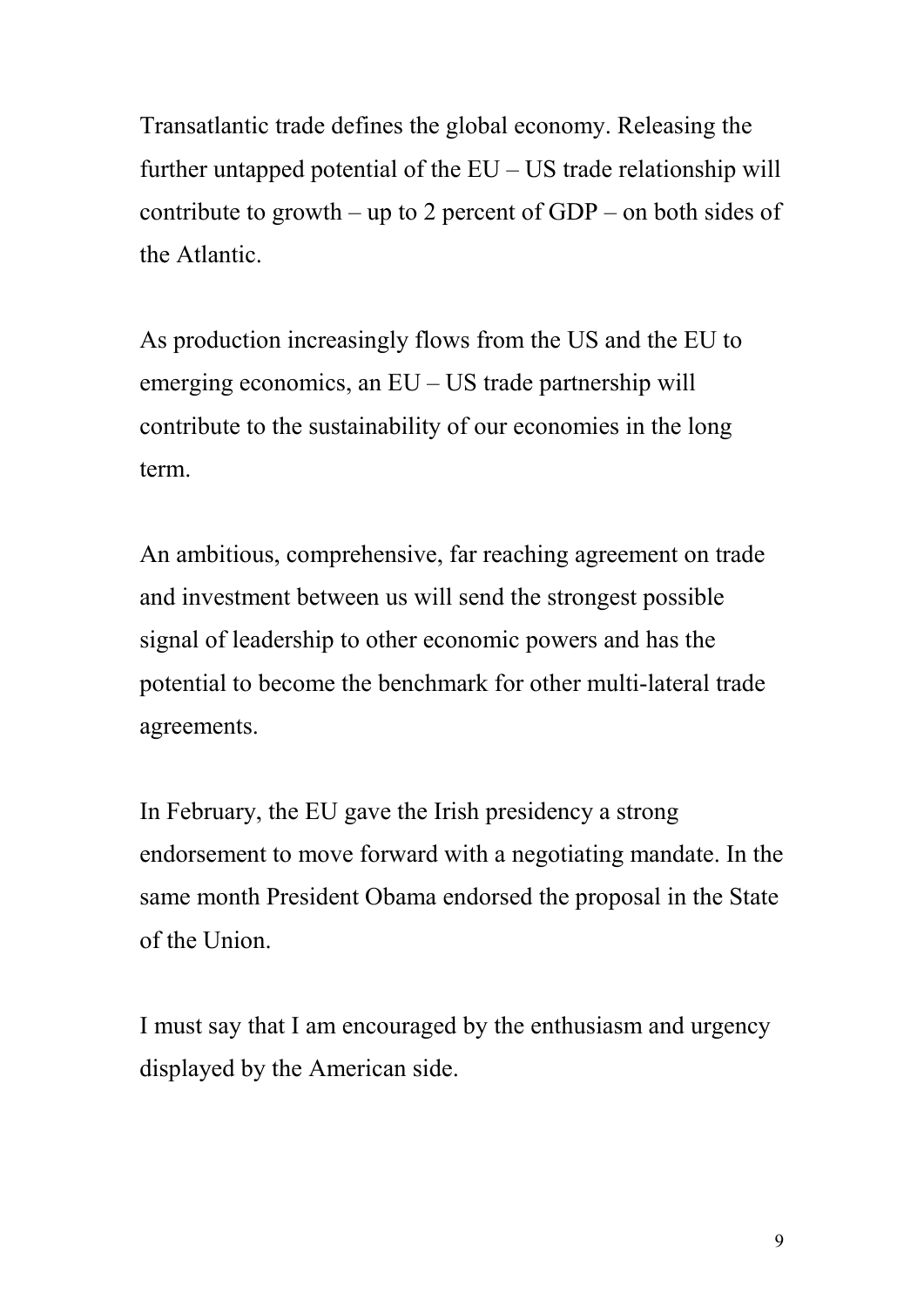Transatlantic trade defines the global economy. Releasing the further untapped potential of the EU – US trade relationship will contribute to growth – up to 2 percent of GDP – on both sides of the Atlantic.

As production increasingly flows from the US and the EU to emerging economics, an EU – US trade partnership will contribute to the sustainability of our economies in the long term.

An ambitious, comprehensive, far reaching agreement on trade and investment between us will send the strongest possible signal of leadership to other economic powers and has the potential to become the benchmark for other multi-lateral trade agreements.

In February, the EU gave the Irish presidency a strong endorsement to move forward with a negotiating mandate. In the same month President Obama endorsed the proposal in the State of the Union.

I must say that I am encouraged by the enthusiasm and urgency displayed by the American side.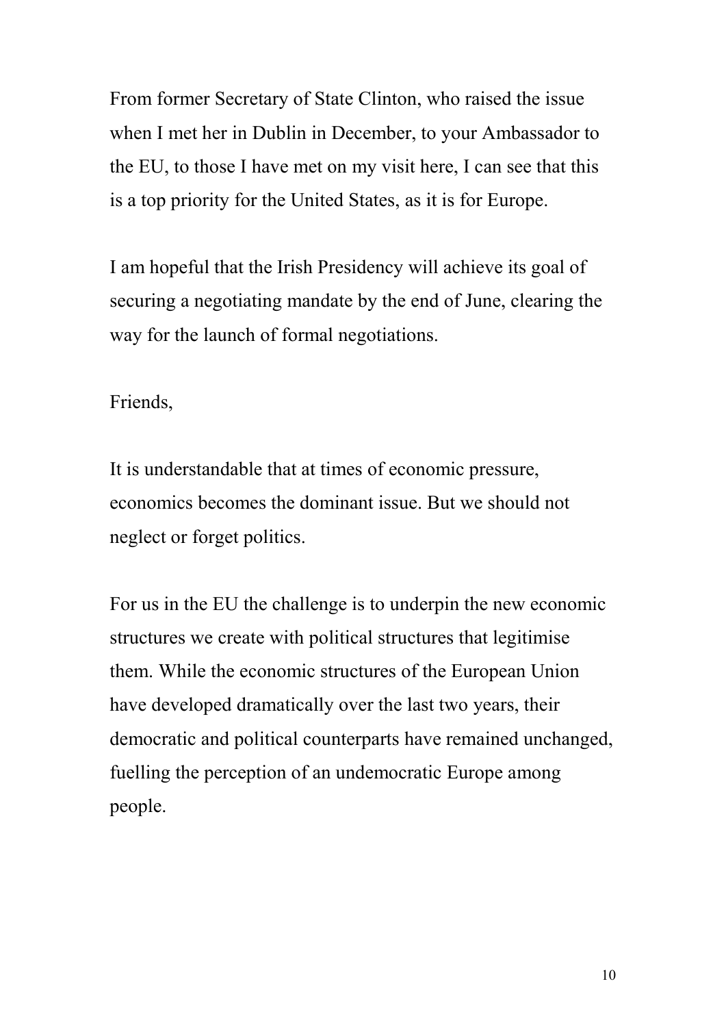From former Secretary of State Clinton, who raised the issue when I met her in Dublin in December, to your Ambassador to the EU, to those I have met on my visit here, I can see that this is a top priority for the United States, as it is for Europe.

I am hopeful that the Irish Presidency will achieve its goal of securing a negotiating mandate by the end of June, clearing the way for the launch of formal negotiations.

Friends,

It is understandable that at times of economic pressure, economics becomes the dominant issue. But we should not neglect or forget politics.

For us in the EU the challenge is to underpin the new economic structures we create with political structures that legitimise them. While the economic structures of the European Union have developed dramatically over the last two years, their democratic and political counterparts have remained unchanged, fuelling the perception of an undemocratic Europe among people.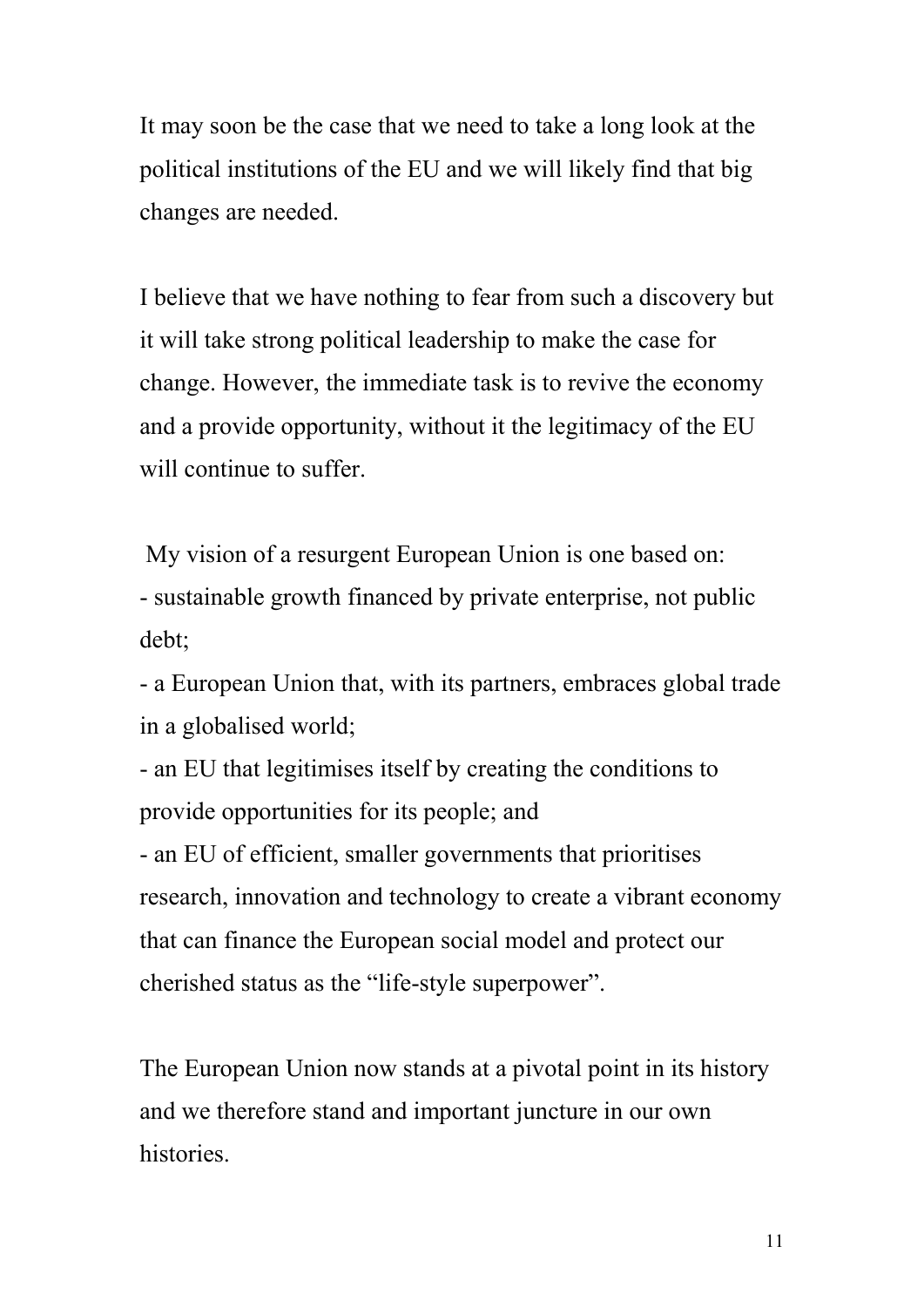It may soon be the case that we need to take a long look at the political institutions of the EU and we will likely find that big changes are needed.

I believe that we have nothing to fear from such a discovery but it will take strong political leadership to make the case for change. However, the immediate task is to revive the economy and a provide opportunity, without it the legitimacy of the EU will continue to suffer.

My vision of a resurgent European Union is one based on:

- sustainable growth financed by private enterprise, not public debt;
- a European Union that, with its partners, embraces global trade in a globalised world;
- an EU that legitimises itself by creating the conditions to provide opportunities for its people; and
- an EU of efficient, smaller governments that prioritises research, innovation and technology to create a vibrant economy that can finance the European social model and protect our cherished status as the "life-style superpower".

The European Union now stands at a pivotal point in its history and we therefore stand and important juncture in our own histories.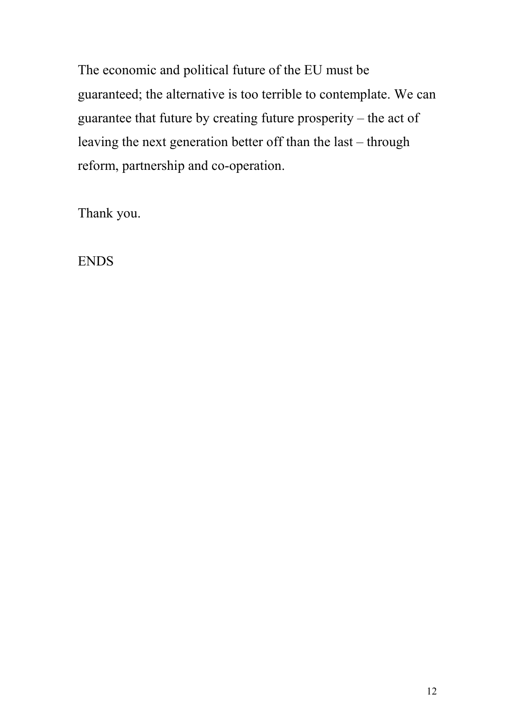The economic and political future of the EU must be guaranteed; the alternative is too terrible to contemplate. We can guarantee that future by creating future prosperity – the act of leaving the next generation better off than the last – through reform, partnership and co-operation.

Thank you.

ENDS